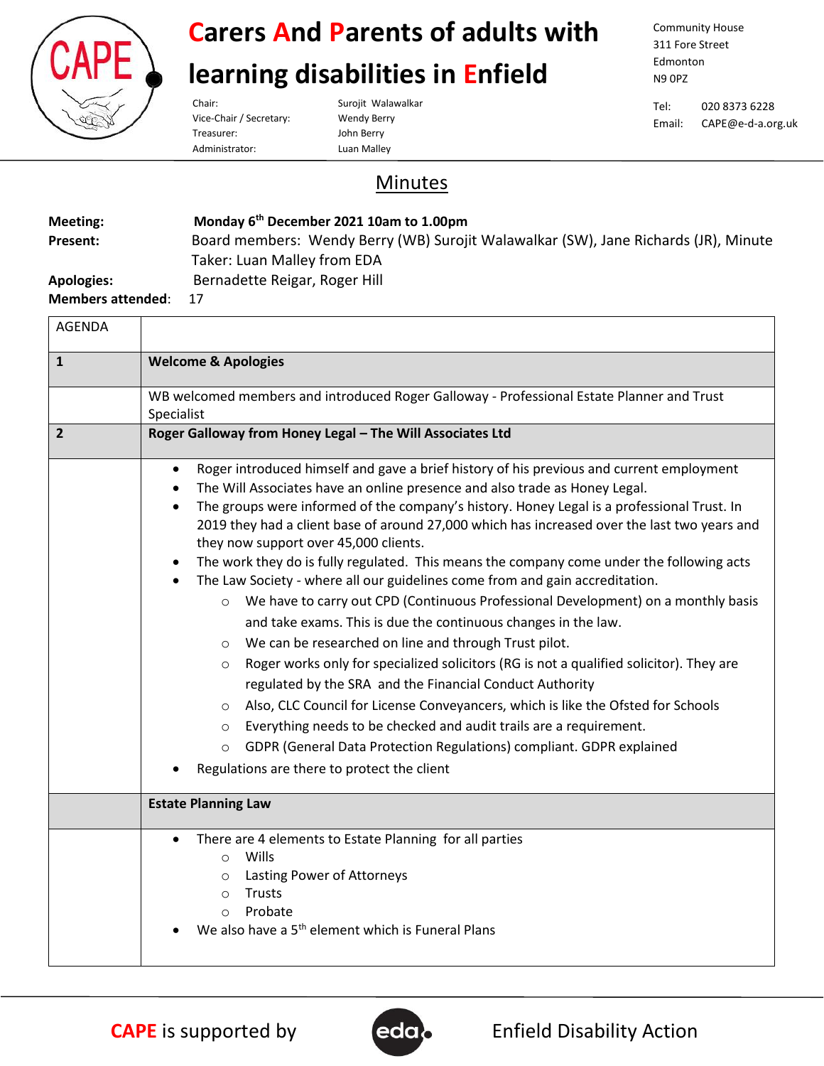# Carers And Parents of adults with learning disabilities in Enfield

Chair: Surojit Walawalkar
Vice-Chair / Secretary: Wendy Berry
Treasurer: John Berry
Administrator: Luan Malley

Community House
311 Fore Street
Edmonton
N9 0PZ

Tel: 020 8373 6228
Email: CAPE@e-d-a.org.uk

## Minutes

**Meeting:** **Monday 6th December 2021 10am to 1.00pm**
**Present:** Board members: Wendy Berry (WB) Surojit Walawalkar (SW), Jane Richards (JR), Minute Taker: Luan Malley from EDA
**Apologies:** Bernadette Reigar, Roger Hill
**Members attended**: 17

| AGENDA | |
|---|---|
| **1** | **Welcome & Apologies** |
| | WB welcomed members and introduced Roger Galloway - Professional Estate Planner and Trust Specialist |
| **2** | **Roger Galloway from Honey Legal – The Will Associates Ltd** |
| | • Roger introduced himself and gave a brief history of his previous and current employment<br>• The Will Associates have an online presence and also trade as Honey Legal.<br>• The groups were informed of the company's history. Honey Legal is a professional Trust. In 2019 they had a client base of around 27,000 which has increased over the last two years and they now support over 45,000 clients.<br>• The work they do is fully regulated. This means the company come under the following acts<br>• The Law Society - where all our guidelines come from and gain accreditation.<br>&nbsp;&nbsp;&nbsp;&nbsp;○ We have to carry out CPD (Continuous Professional Development) on a monthly basis and take exams. This is due the continuous changes in the law.<br>&nbsp;&nbsp;&nbsp;&nbsp;○ We can be researched on line and through Trust pilot.<br>&nbsp;&nbsp;&nbsp;&nbsp;○ Roger works only for specialized solicitors (RG is not a qualified solicitor). They are regulated by the SRA and the Financial Conduct Authority<br>&nbsp;&nbsp;&nbsp;&nbsp;○ Also, CLC Council for License Conveyancers, which is like the Ofsted for Schools<br>&nbsp;&nbsp;&nbsp;&nbsp;○ Everything needs to be checked and audit trails are a requirement.<br>&nbsp;&nbsp;&nbsp;&nbsp;○ GDPR (General Data Protection Regulations) compliant. GDPR explained<br>• Regulations are there to protect the client |
| | **Estate Planning Law** |
| | • There are 4 elements to Estate Planning for all parties<br>&nbsp;&nbsp;&nbsp;&nbsp;○ Wills<br>&nbsp;&nbsp;&nbsp;&nbsp;○ Lasting Power of Attorneys<br>&nbsp;&nbsp;&nbsp;&nbsp;○ Trusts<br>&nbsp;&nbsp;&nbsp;&nbsp;○ Probate<br>• We also have a 5th element which is Funeral Plans |

**CAPE** is supported by Enfield Disability Action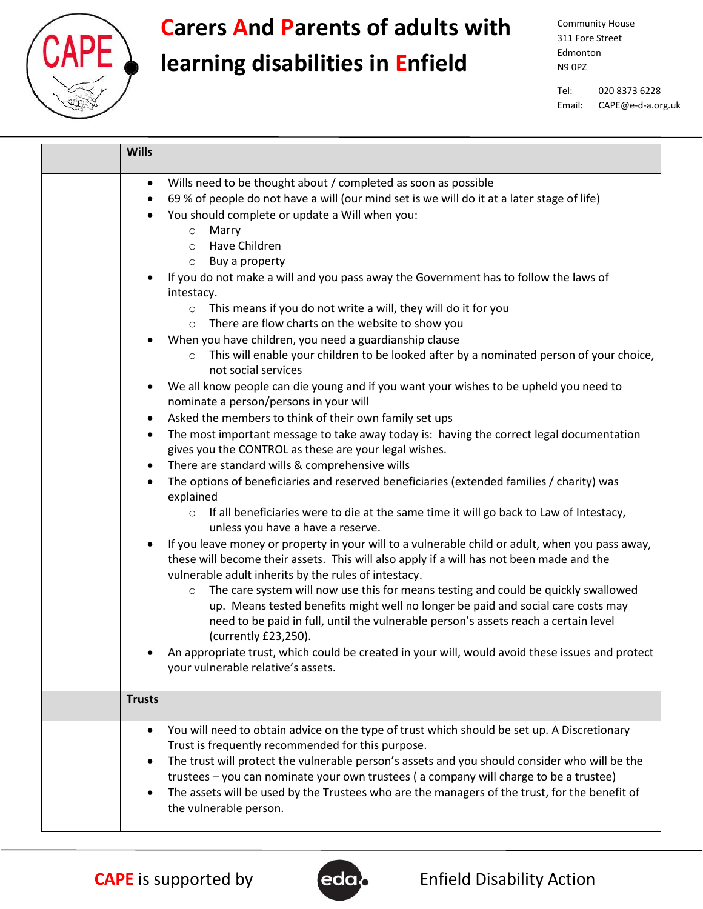# Carers And Parents of adults with learning disabilities in Enfield

Community House
311 Fore Street
Edmonton
N9 0PZ

Tel: 020 8373 6228
Email: CAPE@e-d-a.org.uk

## Wills

- Wills need to be thought about / completed as soon as possible
- 69 % of people do not have a will (our mind set is we will do it at a later stage of life)
- You should complete or update a Will when you:
  - Marry
  - Have Children
  - Buy a property
- If you do not make a will and you pass away the Government has to follow the laws of intestacy.
  - This means if you do not write a will, they will do it for you
  - There are flow charts on the website to show you
- When you have children, you need a guardianship clause
  - This will enable your children to be looked after by a nominated person of your choice, not social services
- We all know people can die young and if you want your wishes to be upheld you need to nominate a person/persons in your will
- Asked the members to think of their own family set ups
- The most important message to take away today is: having the correct legal documentation gives you the CONTROL as these are your legal wishes.
- There are standard wills & comprehensive wills
- The options of beneficiaries and reserved beneficiaries (extended families / charity) was explained
  - If all beneficiaries were to die at the same time it will go back to Law of Intestacy, unless you have a have a reserve.
- If you leave money or property in your will to a vulnerable child or adult, when you pass away, these will become their assets. This will also apply if a will has not been made and the vulnerable adult inherits by the rules of intestacy.
  - The care system will now use this for means testing and could be quickly swallowed up. Means tested benefits might well no longer be paid and social care costs may need to be paid in full, until the vulnerable person's assets reach a certain level (currently £23,250).
- An appropriate trust, which could be created in your will, would avoid these issues and protect your vulnerable relative's assets.

## Trusts

- You will need to obtain advice on the type of trust which should be set up. A Discretionary Trust is frequently recommended for this purpose.
- The trust will protect the vulnerable person's assets and you should consider who will be the trustees – you can nominate your own trustees ( a company will charge to be a trustee)
- The assets will be used by the Trustees who are the managers of the trust, for the benefit of the vulnerable person.

CAPE is supported by eda Enfield Disability Action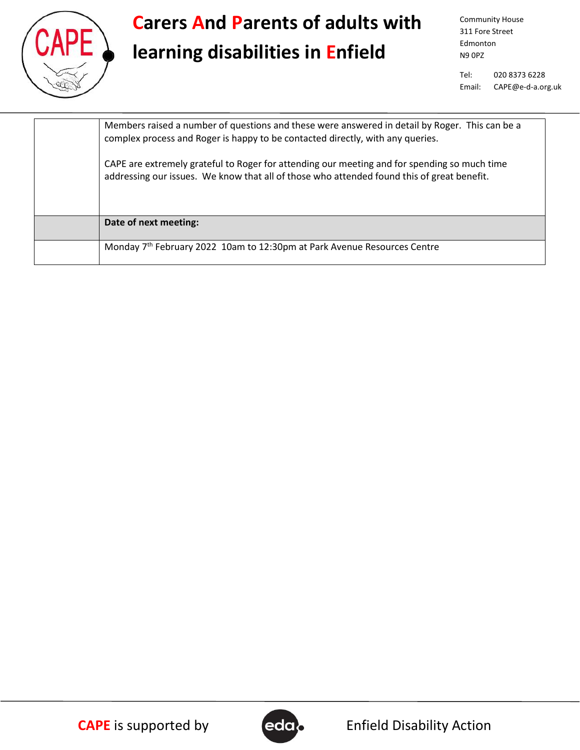| | |
|---|---|
| | Members raised a number of questions and these were answered in detail by Roger. This can be a complex process and Roger is happy to be contacted directly, with any queries.<br><br>CAPE are extremely grateful to Roger for attending our meeting and for spending so much time addressing our issues. We know that all of those who attended found this of great benefit. |
| | **Date of next meeting:** |
| | Monday 7th February 2022 10am to 12:30pm at Park Avenue Resources Centre |